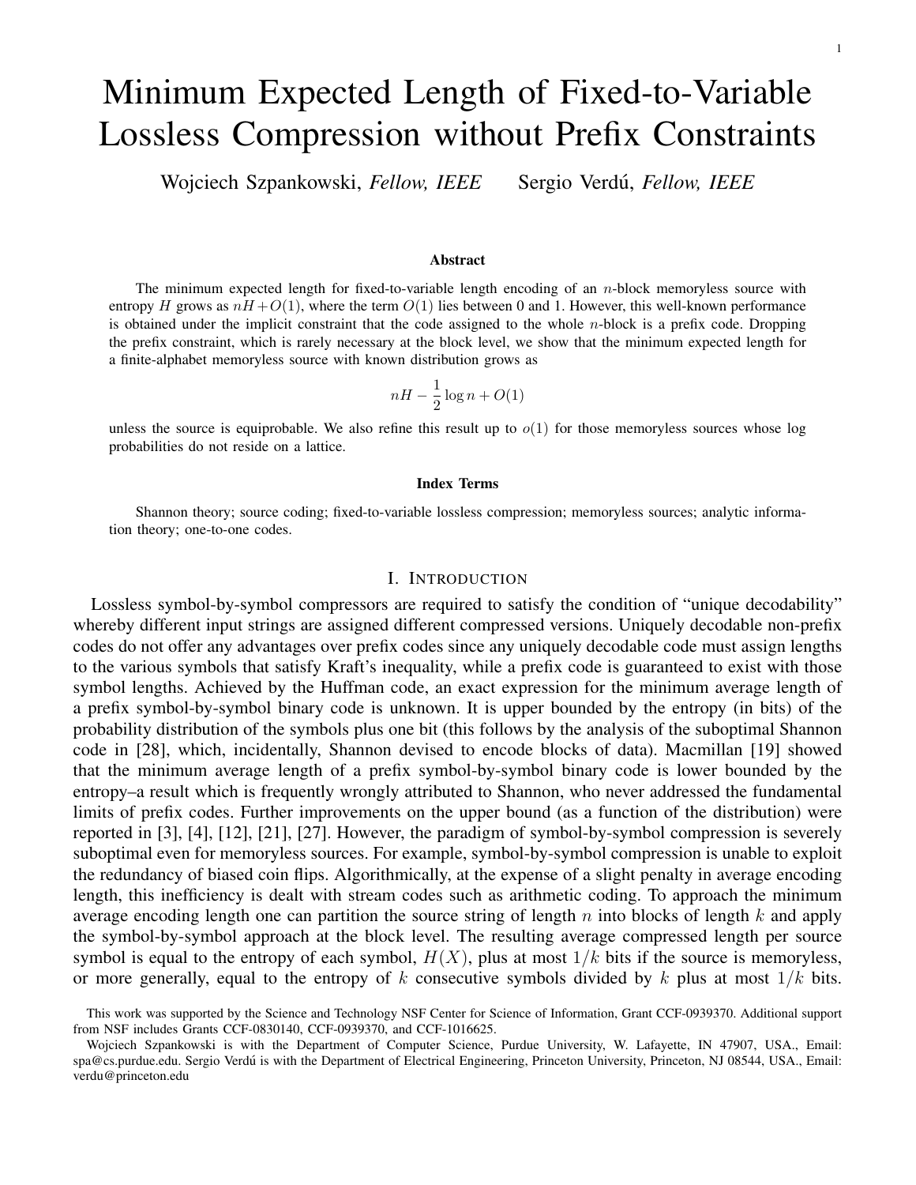# Minimum Expected Length of Fixed-to-Variable Lossless Compression without Prefix Constraints

Wojciech Szpankowski, *Fellow, IEEE* Sergio Verdú, *Fellow, IEEE*

### Abstract

The minimum expected length for fixed-to-variable length encoding of an $n$-block memoryless source with entropy $H$ grows as $nH+O(1)$, where the term $O(1)$ lies between 0 and 1. However, this well-known performance is obtained under the implicit constraint that the code assigned to the whole $n$-block is a prefix code. Dropping the prefix constraint, which is rarely necessary at the block level, we show that the minimum expected length for a finite-alphabet memoryless source with known distribution grows as

$$nH - \frac{1}{2}\log n + O(1)$$

unless the source is equiprobable. We also refine this result up to $o(1)$ for those memoryless sources whose log probabilities do not reside on a lattice.

### Index Terms

Shannon theory; source coding; fixed-to-variable lossless compression; memoryless sources; analytic information theory; one-to-one codes.

## I. Introduction

Lossless symbol-by-symbol compressors are required to satisfy the condition of "unique decodability" whereby different input strings are assigned different compressed versions. Uniquely decodable non-prefix codes do not offer any advantages over prefix codes since any uniquely decodable code must assign lengths to the various symbols that satisfy Kraft's inequality, while a prefix code is guaranteed to exist with those symbol lengths. Achieved by the Huffman code, an exact expression for the minimum average length of a prefix symbol-by-symbol binary code is unknown. It is upper bounded by the entropy (in bits) of the probability distribution of the symbols plus one bit (this follows by the analysis of the suboptimal Shannon code in [28], which, incidentally, Shannon devised to encode blocks of data). Macmillan [19] showed that the minimum average length of a prefix symbol-by-symbol binary code is lower bounded by the entropy–a result which is frequently wrongly attributed to Shannon, who never addressed the fundamental limits of prefix codes. Further improvements on the upper bound (as a function of the distribution) were reported in [3], [4], [12], [21], [27]. However, the paradigm of symbol-by-symbol compression is severely suboptimal even for memoryless sources. For example, symbol-by-symbol compression is unable to exploit the redundancy of biased coin flips. Algorithmically, at the expense of a slight penalty in average encoding length, this inefficiency is dealt with stream codes such as arithmetic coding. To approach the minimum average encoding length one can partition the source string of length $n$ into blocks of length $k$ and apply the symbol-by-symbol approach at the block level. The resulting average compressed length per source symbol is equal to the entropy of each symbol, $H(X)$, plus at most $1/k$ bits if the source is memoryless, or more generally, equal to the entropy of $k$ consecutive symbols divided by $k$ plus at most $1/k$ bits.

This work was supported by the Science and Technology NSF Center for Science of Information, Grant CCF-0939370. Additional support from NSF includes Grants CCF-0830140, CCF-0939370, and CCF-1016625.

Wojciech Szpankowski is with the Department of Computer Science, Purdue University, W. Lafayette, IN 47907, USA., Email: spa@cs.purdue.edu. Sergio Verdú is with the Department of Electrical Engineering, Princeton University, Princeton, NJ 08544, USA., Email: verdu@princeton.edu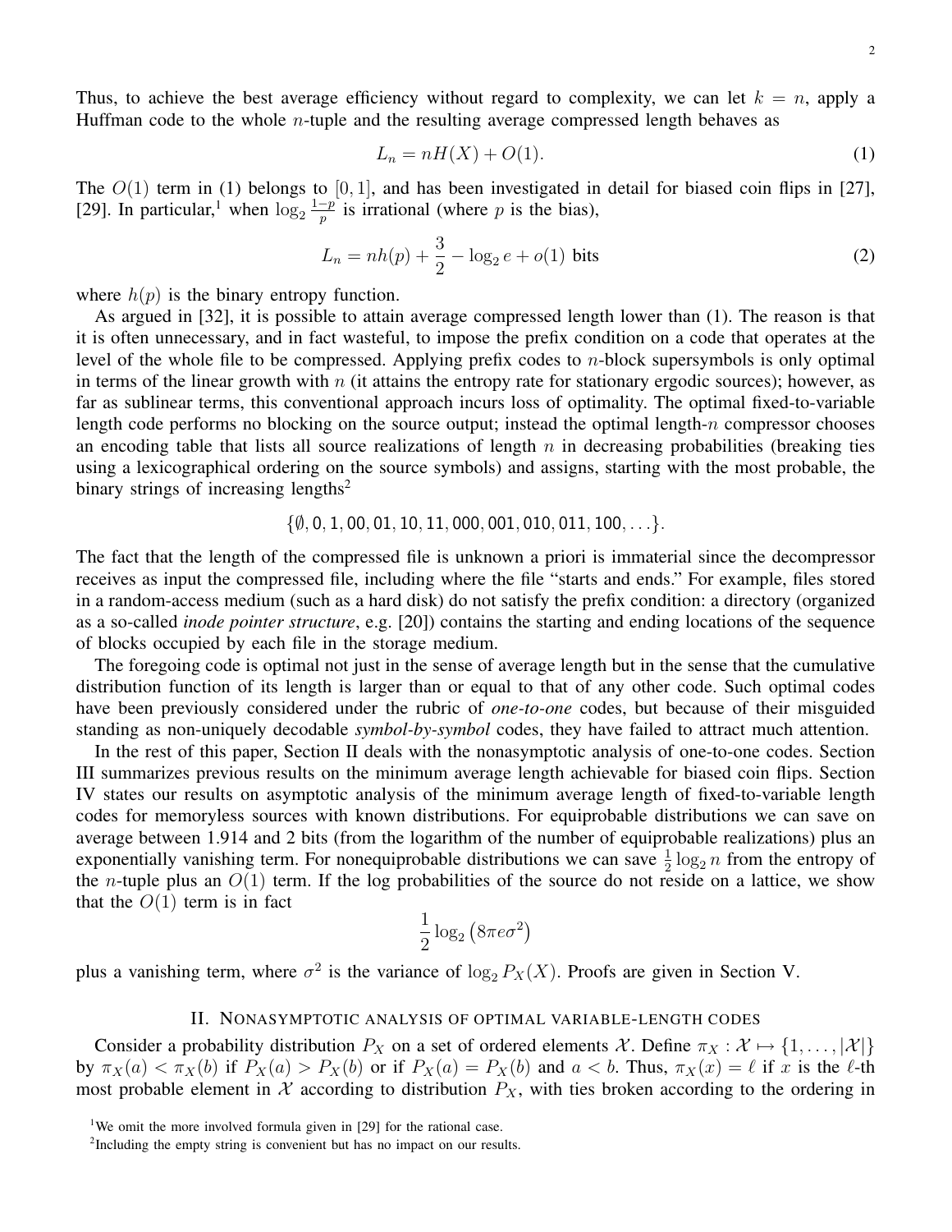Thus, to achieve the best average efficiency without regard to complexity, we can let $k = n$, apply a Huffman code to the whole $n$-tuple and the resulting average compressed length behaves as

$$L_n = nH(X) + O(1). \tag{1}$$

The $O(1)$ term in (1) belongs to $[0, 1]$, and has been investigated in detail for biased coin flips in [27], [29]. In particular,[1] when $\log_2 \frac{1-p}{p}$ is irrational (where $p$ is the bias),

$$L_n = nh(p) + \frac{3}{2} - \log_2 e + o(1) \text{ bits} \tag{2}$$

where $h(p)$ is the binary entropy function.

As argued in [32], it is possible to attain average compressed length lower than (1). The reason is that it is often unnecessary, and in fact wasteful, to impose the prefix condition on a code that operates at the level of the whole file to be compressed. Applying prefix codes to $n$-block supersymbols is only optimal in terms of the linear growth with $n$ (it attains the entropy rate for stationary ergodic sources); however, as far as sublinear terms, this conventional approach incurs loss of optimality. The optimal fixed-to-variable length code performs no blocking on the source output; instead the optimal length-$n$ compressor chooses an encoding table that lists all source realizations of length $n$ in decreasing probabilities (breaking ties using a lexicographical ordering on the source symbols) and assigns, starting with the most probable, the binary strings of increasing lengths[2]

$$\{\emptyset, 0, 1, 00, 01, 10, 11, 000, 001, 010, 011, 100, \ldots\}.$$

The fact that the length of the compressed file is unknown a priori is immaterial since the decompressor receives as input the compressed file, including where the file "starts and ends." For example, files stored in a random-access medium (such as a hard disk) do not satisfy the prefix condition: a directory (organized as a so-called *inode pointer structure*, e.g. [20]) contains the starting and ending locations of the sequence of blocks occupied by each file in the storage medium.

The foregoing code is optimal not just in the sense of average length but in the sense that the cumulative distribution function of its length is larger than or equal to that of any other code. Such optimal codes have been previously considered under the rubric of *one-to-one* codes, but because of their misguided standing as non-uniquely decodable *symbol-by-symbol* codes, they have failed to attract much attention.

In the rest of this paper, Section II deals with the nonasymptotic analysis of one-to-one codes. Section III summarizes previous results on the minimum average length achievable for biased coin flips. Section IV states our results on asymptotic analysis of the minimum average length of fixed-to-variable length codes for memoryless sources with known distributions. For equiprobable distributions we can save on average between 1.914 and 2 bits (from the logarithm of the number of equiprobable realizations) plus an exponentially vanishing term. For nonequiprobable distributions we can save $\frac{1}{2}\log_2 n$ from the entropy of the $n$-tuple plus an $O(1)$ term. If the log probabilities of the source do not reside on a lattice, we show that the $O(1)$ term is in fact

$$\frac{1}{2}\log_2\left(8\pi e \sigma^2\right)$$

plus a vanishing term, where $\sigma^2$ is the variance of $\log_2 P_X(X)$. Proofs are given in Section V.

## II. Nonasymptotic analysis of optimal variable-length codes

Consider a probability distribution $P_X$ on a set of ordered elements $\mathcal{X}$. Define $\pi_X : \mathcal{X} \mapsto \{1, \ldots, |\mathcal{X}|\}$ by $\pi_X(a) < \pi_X(b)$ if $P_X(a) > P_X(b)$ or if $P_X(a) = P_X(b)$ and $a < b$. Thus, $\pi_X(x) = \ell$ if $x$ is the $\ell$-th most probable element in $\mathcal{X}$ according to distribution $P_X$, with ties broken according to the ordering in

[1] We omit the more involved formula given in [29] for the rational case.

[2] Including the empty string is convenient but has no impact on our results.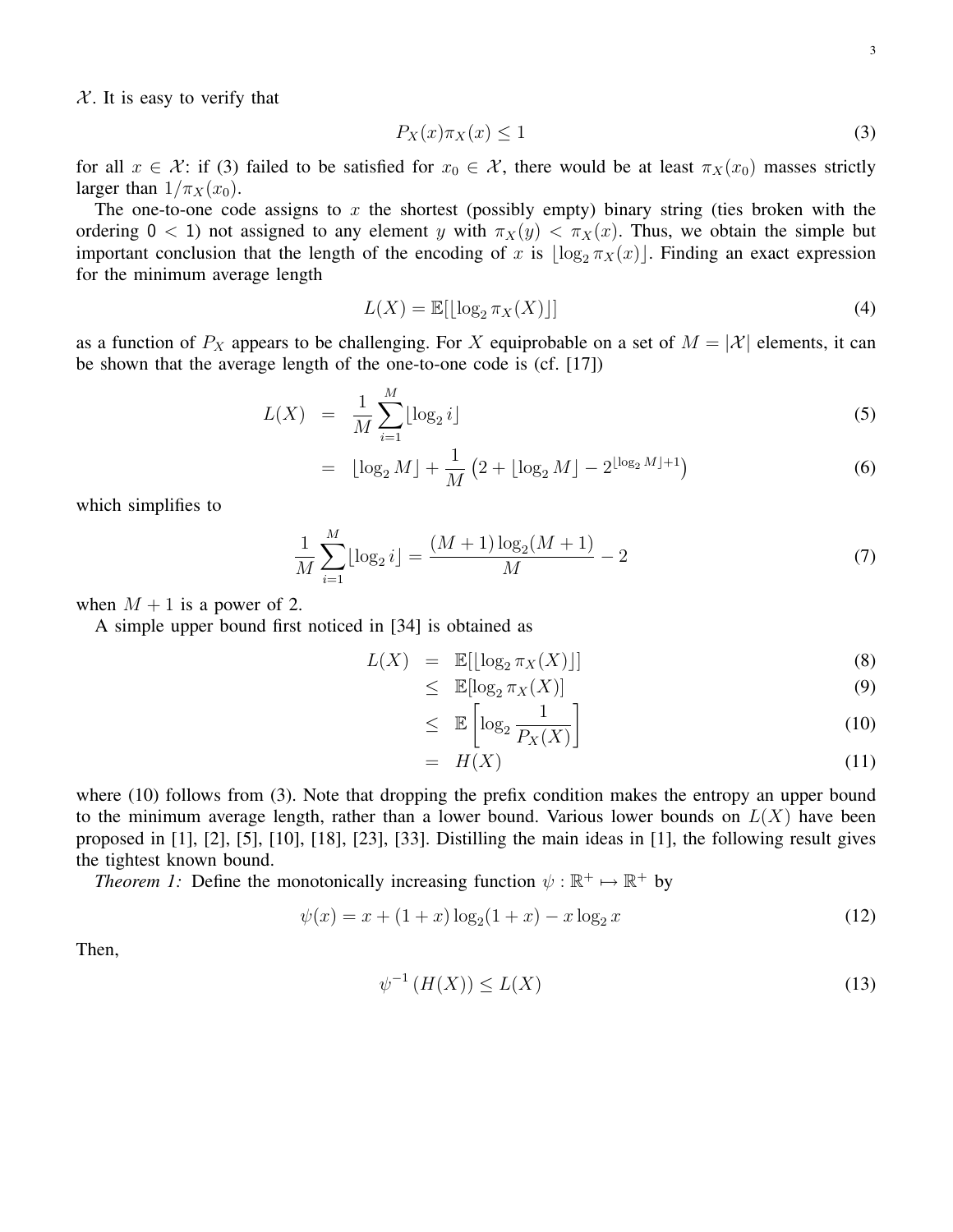$\mathcal{X}$. It is easy to verify that

$$P_X(x)\pi_X(x) \leq 1 \tag{3}$$

for all $x \in \mathcal{X}$: if (3) failed to be satisfied for $x_0 \in \mathcal{X}$, there would be at least $\pi_X(x_0)$ masses strictly larger than $1/\pi_X(x_0)$.

The one-to-one code assigns to $x$ the shortest (possibly empty) binary string (ties broken with the ordering $0 < 1$) not assigned to any element $y$ with $\pi_X(y) < \pi_X(x)$. Thus, we obtain the simple but important conclusion that the length of the encoding of $x$ is $\lfloor \log_2 \pi_X(x) \rfloor$. Finding an exact expression for the minimum average length

$$L(X) = \mathbb{E}[\lfloor \log_2 \pi_X(X) \rfloor] \tag{4}$$

as a function of $P_X$ appears to be challenging. For $X$ equiprobable on a set of $M = |\mathcal{X}|$ elements, it can be shown that the average length of the one-to-one code is (cf. [17])

$$\begin{aligned} L(X) &= \frac{1}{M}\sum_{i=1}^{M} \lfloor \log_2 i \rfloor && (5)\\ &= \lfloor \log_2 M \rfloor + \frac{1}{M}\left(2 + \lfloor \log_2 M \rfloor - 2^{\lfloor \log_2 M \rfloor + 1}\right) && (6) \end{aligned}$$

which simplifies to

$$\frac{1}{M}\sum_{i=1}^{M} \lfloor \log_2 i \rfloor = \frac{(M+1)\log_2(M+1)}{M} - 2 \tag{7}$$

when $M+1$ is a power of 2.

A simple upper bound first noticed in [34] is obtained as

$$\begin{aligned} L(X) &= \mathbb{E}[\lfloor \log_2 \pi_X(X) \rfloor] && (8)\\ &\leq \mathbb{E}[\log_2 \pi_X(X)] && (9)\\ &\leq \mathbb{E}\left[\log_2 \frac{1}{P_X(X)}\right] && (10)\\ &= H(X) && (11) \end{aligned}$$

where (10) follows from (3). Note that dropping the prefix condition makes the entropy an upper bound to the minimum average length, rather than a lower bound. Various lower bounds on $L(X)$ have been proposed in [1], [2], [5], [10], [18], [23], [33]. Distilling the main ideas in [1], the following result gives the tightest known bound.

*Theorem 1:* Define the monotonically increasing function $\psi : \mathbb{R}^+ \mapsto \mathbb{R}^+$ by

$$\psi(x) = x + (1+x)\log_2(1+x) - x\log_2 x \tag{12}$$

Then,

$$\psi^{-1}\left(H(X)\right) \leq L(X) \tag{13}$$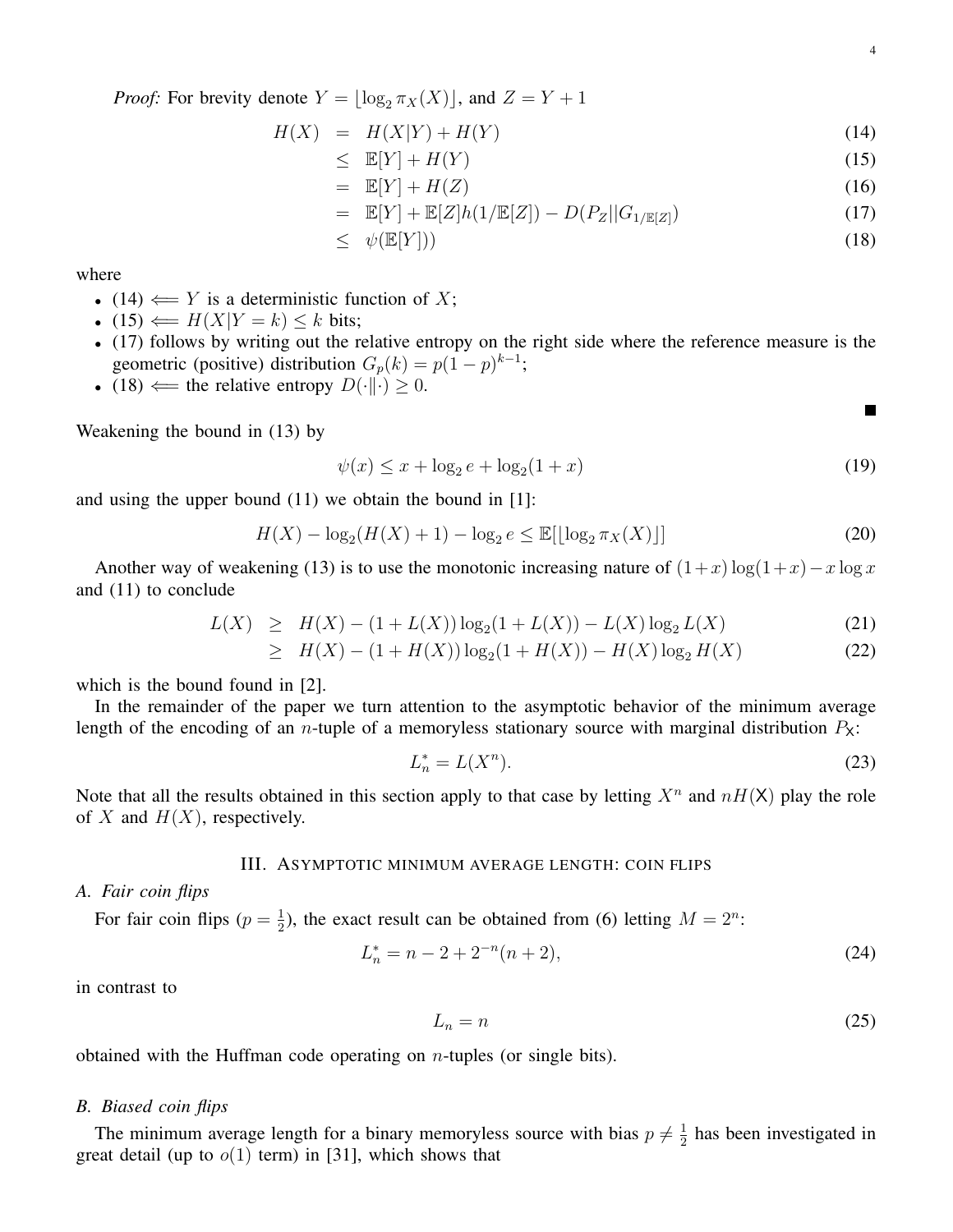*Proof:* For brevity denote $Y = \lfloor \log_2 \pi_X(X) \rfloor$, and $Z = Y + 1$

$$
\begin{aligned}
H(X) &= H(X|Y) + H(Y) && (14)\\
&\leq \mathbb{E}[Y] + H(Y) && (15)\\
&= \mathbb{E}[Y] + H(Z) && (16)\\
&= \mathbb{E}[Y] + \mathbb{E}[Z] h(1/\mathbb{E}[Z]) - D(P_Z || G_{1/\mathbb{E}[Z]}) && (17)\\
&\leq \psi(\mathbb{E}[Y])) && (18)
\end{aligned}
$$

where

- (14) $\Longleftarrow$ $Y$ is a deterministic function of $X$;
- (15) $\Longleftarrow$ $H(X|Y = k) \leq k$ bits;
- (17) follows by writing out the relative entropy on the right side where the reference measure is the geometric (positive) distribution $G_p(k) = p(1-p)^{k-1}$;
- (18) $\Longleftarrow$ the relative entropy $D(\cdot\|\cdot) \geq 0$.

∎

Weakening the bound in (13) by

$$
\psi(x) \leq x + \log_2 e + \log_2(1 + x) \tag{19}
$$

and using the upper bound (11) we obtain the bound in [1]:

$$
H(X) - \log_2(H(X) + 1) - \log_2 e \leq \mathbb{E}[\lfloor \log_2 \pi_X(X) \rfloor] \tag{20}
$$

Another way of weakening (13) is to use the monotonic increasing nature of $(1+x)\log(1+x) - x \log x$ and (11) to conclude

$$
\begin{aligned}
L(X) &\geq H(X) - (1 + L(X)) \log_2(1 + L(X)) - L(X) \log_2 L(X) && (21)\\
&\geq H(X) - (1 + H(X)) \log_2(1 + H(X)) - H(X) \log_2 H(X) && (22)
\end{aligned}
$$

which is the bound found in [2].

In the remainder of the paper we turn attention to the asymptotic behavior of the minimum average length of the encoding of an $n$-tuple of a memoryless stationary source with marginal distribution $P_{\mathsf{X}}$:

$$
L_n^* = L(X^n). \tag{23}
$$

Note that all the results obtained in this section apply to that case by letting $X^n$ and $nH(\mathsf{X})$ play the role of $X$ and $H(X)$, respectively.

## III. Asymptotic minimum average length: coin flips

### *A. Fair coin flips*

For fair coin flips ($p = \frac{1}{2}$), the exact result can be obtained from (6) letting $M = 2^n$:

$$
L_n^* = n - 2 + 2^{-n}(n + 2), \tag{24}
$$

in contrast to

$$
L_n = n \tag{25}
$$

obtained with the Huffman code operating on $n$-tuples (or single bits).

### *B. Biased coin flips*

The minimum average length for a binary memoryless source with bias $p \neq \frac{1}{2}$ has been investigated in great detail (up to $o(1)$ term) in [31], which shows that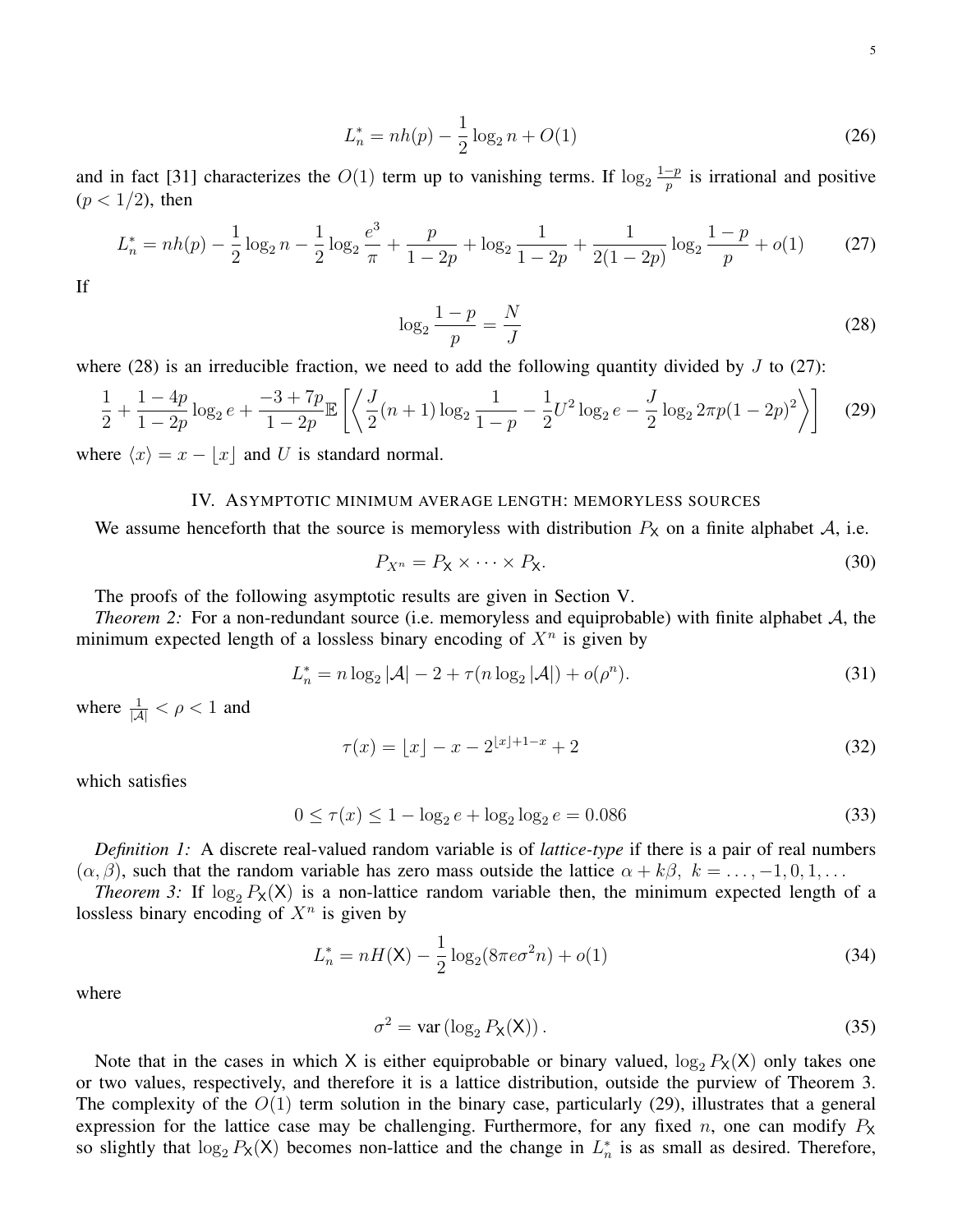$$L_n^* = nh(p) - \frac{1}{2}\log_2 n + O(1) \tag{26}$$

and in fact [31] characterizes the $O(1)$ term up to vanishing terms. If $\log_2 \frac{1-p}{p}$ is irrational and positive ($p < 1/2$), then

$$L_n^* = nh(p) - \frac{1}{2}\log_2 n - \frac{1}{2}\log_2 \frac{e^3}{\pi} + \frac{p}{1-2p} + \log_2 \frac{1}{1-2p} + \frac{1}{2(1-2p)}\log_2 \frac{1-p}{p} + o(1) \tag{27}$$

If

$$\log_2 \frac{1-p}{p} = \frac{N}{J} \tag{28}$$

where (28) is an irreducible fraction, we need to add the following quantity divided by $J$ to (27):

$$\frac{1}{2} + \frac{1-4p}{1-2p}\log_2 e + \frac{-3+7p}{1-2p}\mathbb{E}\left[\left\langle \frac{J}{2}(n+1)\log_2 \frac{1}{1-p} - \frac{1}{2}U^2 \log_2 e - \frac{J}{2}\log_2 2\pi p(1-2p)^2 \right\rangle\right] \tag{29}$$

where $\langle x \rangle = x - \lfloor x \rfloor$ and $U$ is standard normal.

## IV. Asymptotic minimum average length: memoryless sources

We assume henceforth that the source is memoryless with distribution $P_{\mathsf{X}}$ on a finite alphabet $\mathcal{A}$, i.e.

$$P_{X^n} = P_{\mathsf{X}} \times \cdots \times P_{\mathsf{X}}. \tag{30}$$

The proofs of the following asymptotic results are given in Section V.

*Theorem 2:* For a non-redundant source (i.e. memoryless and equiprobable) with finite alphabet $\mathcal{A}$, the minimum expected length of a lossless binary encoding of $X^n$ is given by

$$L_n^* = n\log_2|\mathcal{A}| - 2 + \tau(n\log_2|\mathcal{A}|) + o(\rho^n). \tag{31}$$

where $\frac{1}{|\mathcal{A}|} < \rho < 1$ and

$$\tau(x) = \lfloor x \rfloor - x - 2^{\lfloor x \rfloor + 1 - x} + 2 \tag{32}$$

which satisfies

$$0 \le \tau(x) \le 1 - \log_2 e + \log_2 \log_2 e = 0.086 \tag{33}$$

*Definition 1:* A discrete real-valued random variable is of *lattice-type* if there is a pair of real numbers $(\alpha, \beta)$, such that the random variable has zero mass outside the lattice $\alpha + k\beta,\ k = \ldots, -1, 0, 1, \ldots$

*Theorem 3:* If $\log_2 P_{\mathsf{X}}(\mathsf{X})$ is a non-lattice random variable then, the minimum expected length of a lossless binary encoding of $X^n$ is given by

$$L_n^* = nH(\mathsf{X}) - \frac{1}{2}\log_2(8\pi e\sigma^2 n) + o(1) \tag{34}$$

where

$$\sigma^2 = \mathrm{var}\left(\log_2 P_{\mathsf{X}}(\mathsf{X})\right). \tag{35}$$

Note that in the cases in which $\mathsf{X}$ is either equiprobable or binary valued, $\log_2 P_{\mathsf{X}}(\mathsf{X})$ only takes one or two values, respectively, and therefore it is a lattice distribution, outside the purview of Theorem 3. The complexity of the $O(1)$ term solution in the binary case, particularly (29), illustrates that a general expression for the lattice case may be challenging. Furthermore, for any fixed $n$, one can modify $P_{\mathsf{X}}$ so slightly that $\log_2 P_{\mathsf{X}}(\mathsf{X})$ becomes non-lattice and the change in $L_n^*$ is as small as desired. Therefore,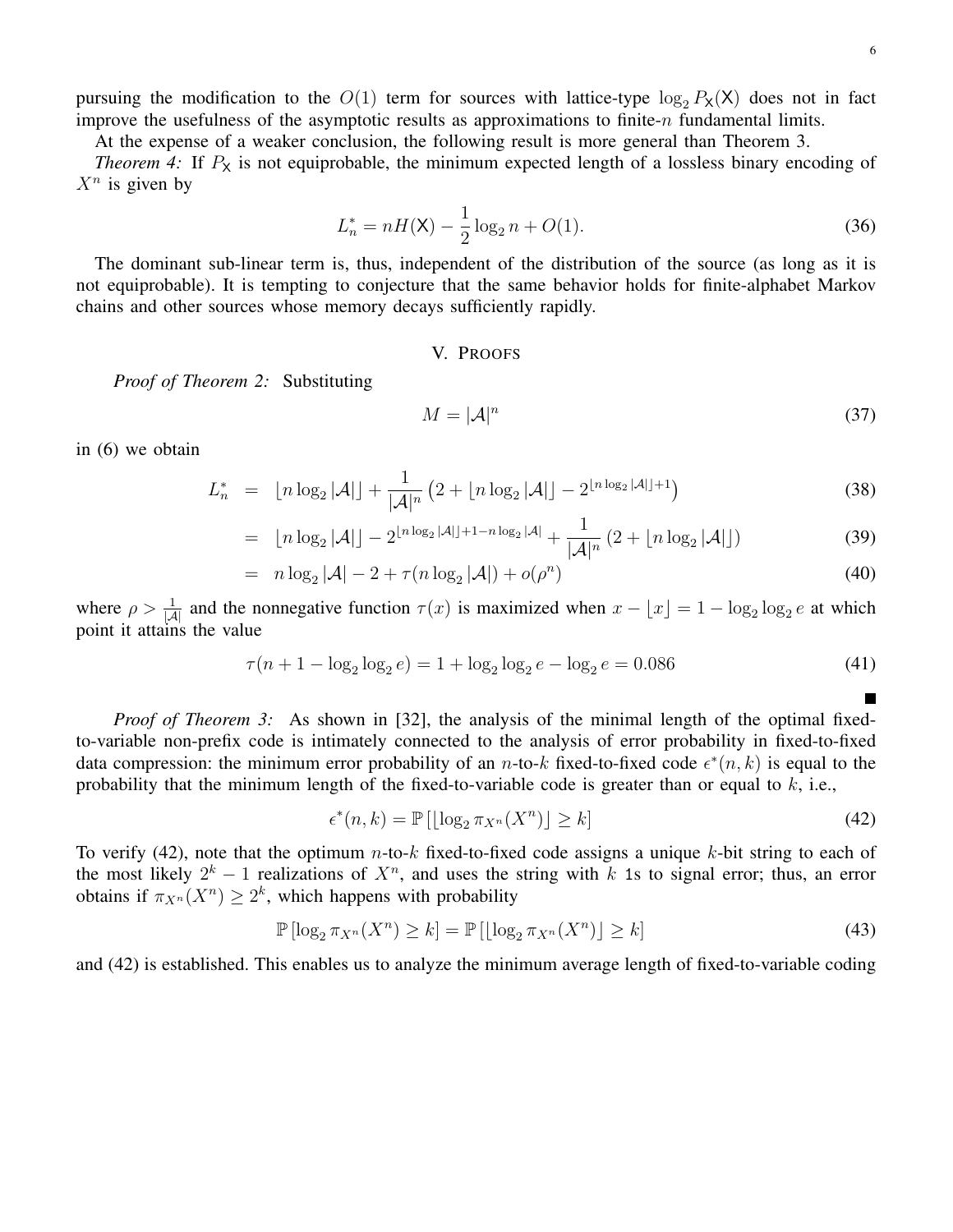pursuing the modification to the $O(1)$ term for sources with lattice-type $\log_2 P_{\mathsf{X}}(\mathsf{X})$ does not in fact improve the usefulness of the asymptotic results as approximations to finite-$n$ fundamental limits.

At the expense of a weaker conclusion, the following result is more general than Theorem 3.

*Theorem 4:* If $P_{\mathsf{X}}$ is not equiprobable, the minimum expected length of a lossless binary encoding of $X^n$ is given by

$$L_n^* = nH(\mathsf{X}) - \frac{1}{2}\log_2 n + O(1). \tag{36}$$

The dominant sub-linear term is, thus, independent of the distribution of the source (as long as it is not equiprobable). It is tempting to conjecture that the same behavior holds for finite-alphabet Markov chains and other sources whose memory decays sufficiently rapidly.

## V. Proofs

*Proof of Theorem 2:* Substituting

$$M = |\mathcal{A}|^n \tag{37}$$

in (6) we obtain

$$\begin{aligned} L_n^* &= \lfloor n \log_2 |\mathcal{A}| \rfloor + \frac{1}{|\mathcal{A}|^n}\left(2 + \lfloor n \log_2 |\mathcal{A}| \rfloor - 2^{\lfloor n \log_2 |\mathcal{A}| \rfloor + 1}\right) & (38) \\ &= \lfloor n \log_2 |\mathcal{A}| \rfloor - 2^{\lfloor n \log_2 |\mathcal{A}| \rfloor + 1 - n \log_2 |\mathcal{A}|} + \frac{1}{|\mathcal{A}|^n}\left(2 + \lfloor n \log_2 |\mathcal{A}| \rfloor\right) & (39) \\ &= n \log_2 |\mathcal{A}| - 2 + \tau(n \log_2 |\mathcal{A}|) + o(\rho^n) & (40) \end{aligned}$$

where $\rho > \frac{1}{|\mathcal{A}|}$ and the nonnegative function $\tau(x)$ is maximized when $x - \lfloor x \rfloor = 1 - \log_2 \log_2 e$ at which point it attains the value

$$\tau(n + 1 - \log_2 \log_2 e) = 1 + \log_2 \log_2 e - \log_2 e = 0.086 \tag{41}$$

∎

*Proof of Theorem 3:* As shown in [32], the analysis of the minimal length of the optimal fixed-to-variable non-prefix code is intimately connected to the analysis of error probability in fixed-to-fixed data compression: the minimum error probability of an $n$-to-$k$ fixed-to-fixed code $\epsilon^*(n,k)$ is equal to the probability that the minimum length of the fixed-to-variable code is greater than or equal to $k$, i.e.,

$$\epsilon^*(n,k) = \mathbb{P}\left[\lfloor \log_2 \pi_{X^n}(X^n) \rfloor \geq k\right] \tag{42}$$

To verify (42), note that the optimum $n$-to-$k$ fixed-to-fixed code assigns a unique $k$-bit string to each of the most likely $2^k - 1$ realizations of $X^n$, and uses the string with $k$ `1`s to signal error; thus, an error obtains if $\pi_{X^n}(X^n) \geq 2^k$, which happens with probability

$$\mathbb{P}\left[\log_2 \pi_{X^n}(X^n) \geq k\right] = \mathbb{P}\left[\lfloor \log_2 \pi_{X^n}(X^n) \rfloor \geq k\right] \tag{43}$$

and (42) is established. This enables us to analyze the minimum average length of fixed-to-variable coding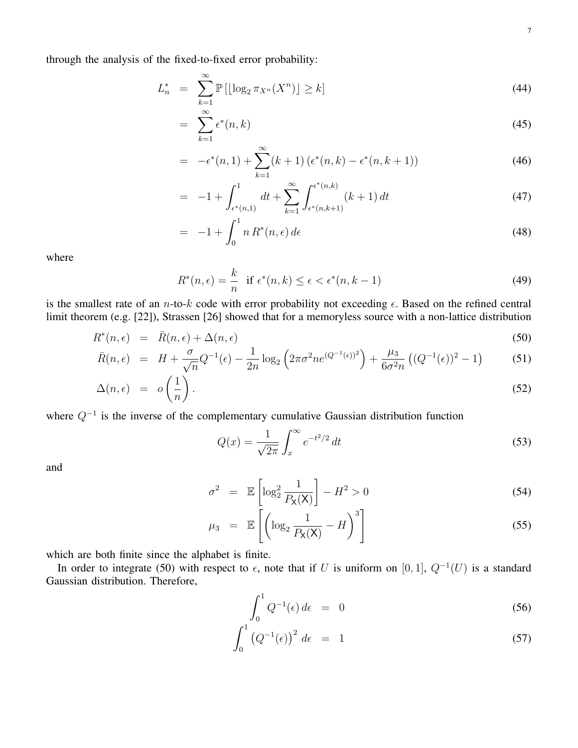through the analysis of the fixed-to-fixed error probability:

$$
\begin{aligned}
L_n^* &= \sum_{k=1}^{\infty} \mathbb{P}\left[\lfloor \log_2 \pi_{X^n}(X^n) \rfloor \geq k\right] & (44)\\
&= \sum_{k=1}^{\infty} \epsilon^*(n,k) & (45)\\
&= -\epsilon^*(n,1) + \sum_{k=1}^{\infty} (k+1)\left(\epsilon^*(n,k) - \epsilon^*(n,k+1)\right) & (46)\\
&= -1 + \int_{\epsilon^*(n,1)}^{1} dt + \sum_{k=1}^{\infty} \int_{\epsilon^*(n,k+1)}^{\epsilon^*(n,k)} (k+1)\, dt & (47)\\
&= -1 + \int_0^1 n\, R^*(n,\epsilon)\, d\epsilon & (48)
\end{aligned}
$$

where

$$
R^*(n,\epsilon) = \frac{k}{n} \quad \text{if } \epsilon^*(n,k) \leq \epsilon < \epsilon^*(n,k-1) \tag{49}
$$

is the smallest rate of an $n$-to-$k$ code with error probability not exceeding $\epsilon$. Based on the refined central limit theorem (e.g. [22]), Strassen [26] showed that for a memoryless source with a non-lattice distribution

$$
\begin{aligned}
R^*(n,\epsilon) &= \bar{R}(n,\epsilon) + \Delta(n,\epsilon) & (50)\\
\bar{R}(n,\epsilon) &= H + \frac{\sigma}{\sqrt{n}} Q^{-1}(\epsilon) - \frac{1}{2n}\log_2\left(2\pi\sigma^2 n e^{(Q^{-1}(\epsilon))^2}\right) + \frac{\mu_3}{6\sigma^2 n}\left((Q^{-1}(\epsilon))^2 - 1\right) & (51)\\
\Delta(n,\epsilon) &= o\left(\frac{1}{n}\right). & (52)
\end{aligned}
$$

where $Q^{-1}$ is the inverse of the complementary cumulative Gaussian distribution function

$$
Q(x) = \frac{1}{\sqrt{2\pi}} \int_x^{\infty} e^{-t^2/2}\, dt \tag{53}
$$

and

$$
\begin{aligned}
\sigma^2 &= \mathbb{E}\left[\log_2^2 \frac{1}{P_{\mathsf{X}}(\mathsf{X})}\right] - H^2 > 0 & (54)\\
\mu_3 &= \mathbb{E}\left[\left(\log_2 \frac{1}{P_{\mathsf{X}}(\mathsf{X})} - H\right)^3\right] & (55)
\end{aligned}
$$

which are both finite since the alphabet is finite.

In order to integrate (50) with respect to $\epsilon$, note that if $U$ is uniform on $[0,1]$, $Q^{-1}(U)$ is a standard Gaussian distribution. Therefore,

$$
\begin{aligned}
\int_0^1 Q^{-1}(\epsilon)\, d\epsilon &= 0 & (56)\\
\int_0^1 \left(Q^{-1}(\epsilon)\right)^2\, d\epsilon &= 1 & (57)
\end{aligned}
$$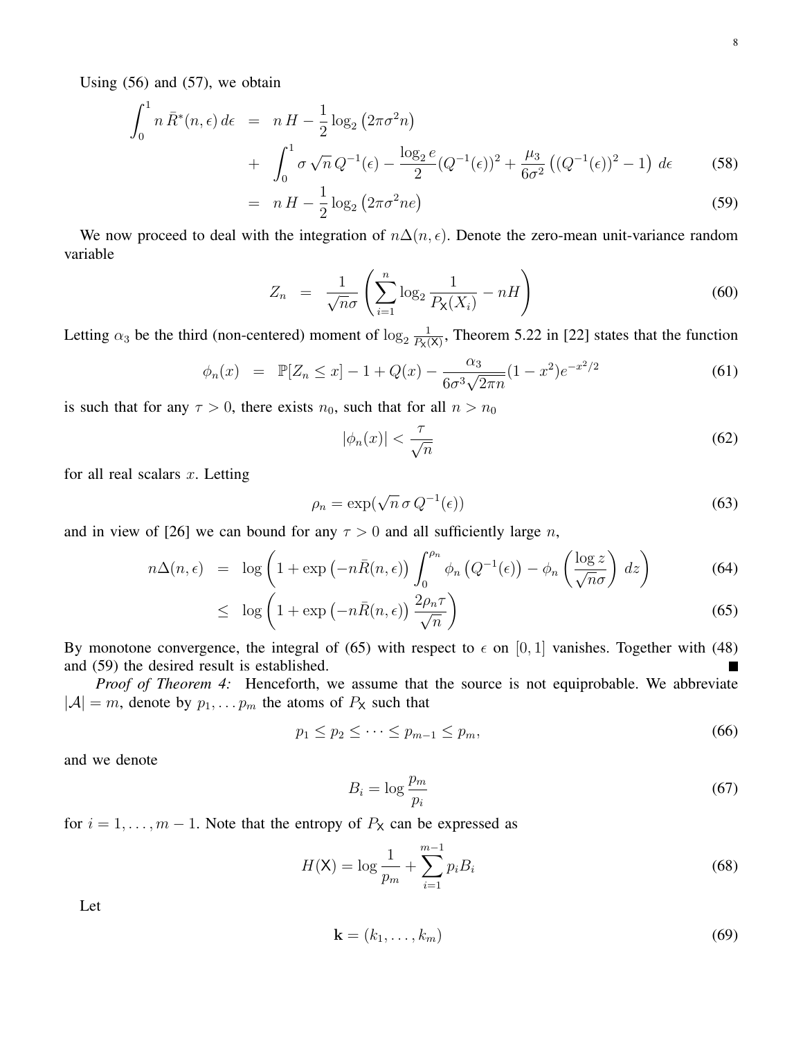Using (56) and (57), we obtain

$$
\begin{aligned}
\int_0^1 n\,\bar{R}^*(n,\epsilon)\,d\epsilon &= n\,H - \frac{1}{2}\log_2\left(2\pi\sigma^2 n\right) \\
&+ \int_0^1 \sigma\sqrt{n}\,Q^{-1}(\epsilon) - \frac{\log_2 e}{2}(Q^{-1}(\epsilon))^2 + \frac{\mu_3}{6\sigma^2}\left((Q^{-1}(\epsilon))^2 - 1\right)\,d\epsilon \qquad (58) \\
&= n\,H - \frac{1}{2}\log_2\left(2\pi\sigma^2 n e\right) \qquad (59)
\end{aligned}
$$

We now proceed to deal with the integration of $n\Delta(n,\epsilon)$. Denote the zero-mean unit-variance random variable

$$
Z_n = \frac{1}{\sqrt{n}\sigma}\left(\sum_{i=1}^n \log_2\frac{1}{P_{\mathsf{X}}(X_i)} - nH\right) \qquad (60)
$$

Letting $\alpha_3$ be the third (non-centered) moment of $\log_2\frac{1}{P_{\mathsf{X}}(\mathsf{X})}$, Theorem 5.22 in [22] states that the function

$$
\phi_n(x) = \mathbb{P}[Z_n \le x] - 1 + Q(x) - \frac{\alpha_3}{6\sigma^3\sqrt{2\pi n}}(1-x^2)e^{-x^2/2} \qquad (61)
$$

is such that for any $\tau > 0$, there exists $n_0$, such that for all $n > n_0$

$$
|\phi_n(x)| < \frac{\tau}{\sqrt{n}} \qquad (62)
$$

for all real scalars $x$. Letting

$$
\rho_n = \exp(\sqrt{n}\,\sigma\,Q^{-1}(\epsilon)) \qquad (63)
$$

and in view of [26] we can bound for any $\tau > 0$ and all sufficiently large $n$,

$$
\begin{aligned}
n\Delta(n,\epsilon) &= \log\left(1 + \exp\left(-n\bar{R}(n,\epsilon)\right)\int_0^{\rho_n}\phi_n\left(Q^{-1}(\epsilon)\right) - \phi_n\left(\frac{\log z}{\sqrt{n}\sigma}\right)\,dz\right) \qquad (64) \\
&\le \log\left(1 + \exp\left(-n\bar{R}(n,\epsilon)\right)\frac{2\rho_n\tau}{\sqrt{n}}\right) \qquad (65)
\end{aligned}
$$

By monotone convergence, the integral of (65) with respect to $\epsilon$ on $[0,1]$ vanishes. Together with (48) and (59) the desired result is established. ■

*Proof of Theorem 4:* Henceforth, we assume that the source is not equiprobable. We abbreviate $|\mathcal{A}| = m$, denote by $p_1, \ldots p_m$ the atoms of $P_{\mathsf{X}}$ such that

$$
p_1 \le p_2 \le \cdots \le p_{m-1} \le p_m, \qquad (66)
$$

and we denote

$$
B_i = \log\frac{p_m}{p_i} \qquad (67)
$$

for $i = 1, \ldots, m-1$. Note that the entropy of $P_{\mathsf{X}}$ can be expressed as

$$
H(\mathsf{X}) = \log\frac{1}{p_m} + \sum_{i=1}^{m-1} p_i B_i \qquad (68)
$$

Let

$$
\mathbf{k} = (k_1, \ldots, k_m) \qquad (69)
$$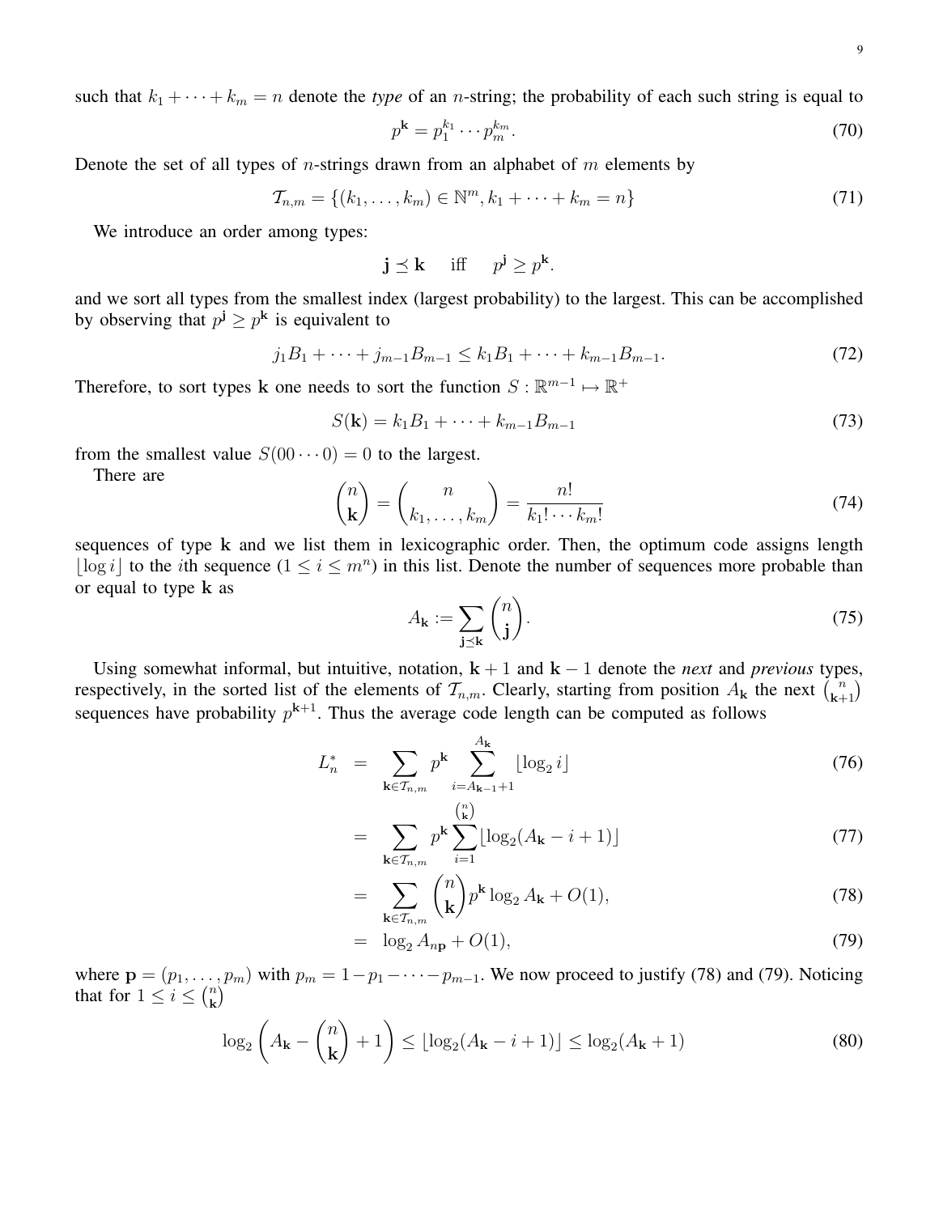such that $k_1 + \cdots + k_m = n$ denote the *type* of an $n$-string; the probability of each such string is equal to

$$p^{\mathbf{k}} = p_1^{k_1} \cdots p_m^{k_m}. \tag{70}$$

Denote the set of all types of $n$-strings drawn from an alphabet of $m$ elements by

$$\mathcal{T}_{n,m} = \{(k_1, \ldots, k_m) \in \mathbb{N}^m, k_1 + \cdots + k_m = n\} \tag{71}$$

We introduce an order among types:

$$\mathbf{j} \preceq \mathbf{k} \quad \text{iff} \quad p^{\mathbf{j}} \geq p^{\mathbf{k}}.$$

and we sort all types from the smallest index (largest probability) to the largest. This can be accomplished by observing that $p^{\mathbf{j}} \geq p^{\mathbf{k}}$ is equivalent to

$$j_1 B_1 + \cdots + j_{m-1} B_{m-1} \leq k_1 B_1 + \cdots + k_{m-1} B_{m-1}. \tag{72}$$

Therefore, to sort types $\mathbf{k}$ one needs to sort the function $S : \mathbb{R}^{m-1} \mapsto \mathbb{R}^+$

$$S(\mathbf{k}) = k_1 B_1 + \cdots + k_{m-1} B_{m-1} \tag{73}$$

from the smallest value $S(00 \cdots 0) = 0$ to the largest.

There are

$$\binom{n}{\mathbf{k}} = \binom{n}{k_1, \ldots, k_m} = \frac{n!}{k_1! \cdots k_m!} \tag{74}$$

sequences of type $\mathbf{k}$ and we list them in lexicographic order. Then, the optimum code assigns length $\lfloor \log i \rfloor$ to the $i$th sequence ($1 \leq i \leq m^n$) in this list. Denote the number of sequences more probable than or equal to type $\mathbf{k}$ as

$$A_{\mathbf{k}} := \sum_{\mathbf{j} \preceq \mathbf{k}} \binom{n}{\mathbf{j}}. \tag{75}$$

Using somewhat informal, but intuitive, notation, $\mathbf{k}+1$ and $\mathbf{k}-1$ denote the *next* and *previous* types, respectively, in the sorted list of the elements of $\mathcal{T}_{n,m}$. Clearly, starting from position $A_{\mathbf{k}}$ the next $\binom{n}{\mathbf{k}+1}$ sequences have probability $p^{\mathbf{k}+1}$. Thus the average code length can be computed as follows

$$\begin{aligned}
L_n^* &= \sum_{\mathbf{k} \in \mathcal{T}_{n,m}} p^{\mathbf{k}} \sum_{i=A_{\mathbf{k}-1}+1}^{A_{\mathbf{k}}} \lfloor \log_2 i \rfloor & (76)\\
&= \sum_{\mathbf{k} \in \mathcal{T}_{n,m}} p^{\mathbf{k}} \sum_{i=1}^{\binom{n}{\mathbf{k}}} \lfloor \log_2 (A_{\mathbf{k}} - i + 1) \rfloor & (77)\\
&= \sum_{\mathbf{k} \in \mathcal{T}_{n,m}} \binom{n}{\mathbf{k}} p^{\mathbf{k}} \log_2 A_{\mathbf{k}} + O(1), & (78)\\
&= \log_2 A_{n\mathbf{p}} + O(1), & (79)
\end{aligned}$$

where $\mathbf{p} = (p_1, \ldots, p_m)$ with $p_m = 1 - p_1 - \cdots - p_{m-1}$. We now proceed to justify (78) and (79). Noticing that for $1 \leq i \leq \binom{n}{\mathbf{k}}$

$$\log_2 \left( A_{\mathbf{k}} - \binom{n}{\mathbf{k}} + 1 \right) \leq \lfloor \log_2 (A_{\mathbf{k}} - i + 1) \rfloor \leq \log_2 (A_{\mathbf{k}} + 1) \tag{80}$$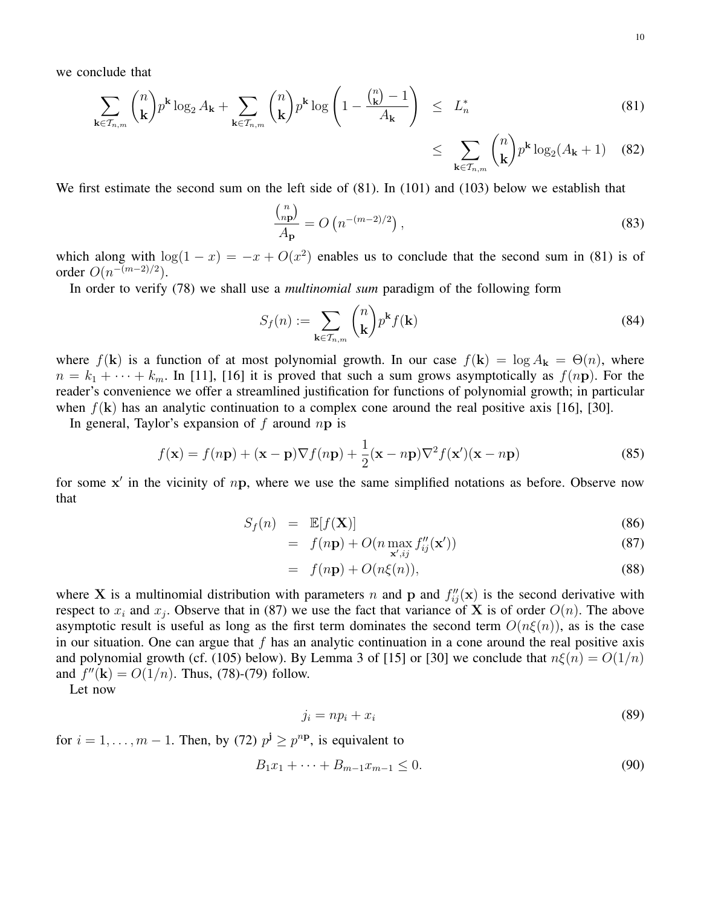we conclude that

$$
\sum_{\mathbf{k}\in\mathcal{T}_{n,m}} \binom{n}{\mathbf{k}} p^{\mathbf{k}} \log_2 A_{\mathbf{k}} + \sum_{\mathbf{k}\in\mathcal{T}_{n,m}} \binom{n}{\mathbf{k}} p^{\mathbf{k}} \log\left(1 - \frac{\binom{n}{\mathbf{k}} - 1}{A_{\mathbf{k}}}\right) \leq L_n^* \tag{81}
$$

$$
\leq \sum_{\mathbf{k}\in\mathcal{T}_{n,m}} \binom{n}{\mathbf{k}} p^{\mathbf{k}} \log_2(A_{\mathbf{k}} + 1) \tag{82}
$$

We first estimate the second sum on the left side of (81). In (101) and (103) below we establish that

$$
\frac{\binom{n}{n\mathbf{p}}}{A_{\mathbf{p}}} = O\left(n^{-(m-2)/2}\right), \tag{83}
$$

which along with $\log(1-x) = -x + O(x^2)$ enables us to conclude that the second sum in (81) is of order $O(n^{-(m-2)/2})$.

In order to verify (78) we shall use a *multinomial sum* paradigm of the following form

$$
S_f(n) := \sum_{\mathbf{k}\in\mathcal{T}_{n,m}} \binom{n}{\mathbf{k}} p^{\mathbf{k}} f(\mathbf{k}) \tag{84}
$$

where $f(\mathbf{k})$ is a function of at most polynomial growth. In our case $f(\mathbf{k}) = \log A_{\mathbf{k}} = \Theta(n)$, where $n = k_1 + \cdots + k_m$. In [11], [16] it is proved that such a sum grows asymptotically as $f(n\mathbf{p})$. For the reader's convenience we offer a streamlined justification for functions of polynomial growth; in particular when $f(\mathbf{k})$ has an analytic continuation to a complex cone around the real positive axis [16], [30].

In general, Taylor's expansion of $f$ around $n\mathbf{p}$ is

$$
f(\mathbf{x}) = f(n\mathbf{p}) + (\mathbf{x} - \mathbf{p})\nabla f(n\mathbf{p}) + \frac{1}{2}(\mathbf{x} - n\mathbf{p})\nabla^2 f(\mathbf{x}')(\mathbf{x} - n\mathbf{p}) \tag{85}
$$

for some $\mathbf{x}'$ in the vicinity of $n\mathbf{p}$, where we use the same simplified notations as before. Observe now that

$$
\begin{aligned}
S_f(n) &= \mathbb{E}[f(\mathbf{X})] && (86)\\
&= f(n\mathbf{p}) + O(n \max_{\mathbf{x}', ij} f''_{ij}(\mathbf{x}')) && (87)\\
&= f(n\mathbf{p}) + O(n\xi(n)), && (88)
\end{aligned}
$$

where $\mathbf{X}$ is a multinomial distribution with parameters $n$ and $\mathbf{p}$ and $f''_{ij}(\mathbf{x})$ is the second derivative with respect to $x_i$ and $x_j$. Observe that in (87) we use the fact that variance of $\mathbf{X}$ is of order $O(n)$. The above asymptotic result is useful as long as the first term dominates the second term $O(n\xi(n))$, as is the case in our situation. One can argue that $f$ has an analytic continuation in a cone around the real positive axis and polynomial growth (cf. (105) below). By Lemma 3 of [15] or [30] we conclude that $n\xi(n) = O(1/n)$ and $f''(\mathbf{k}) = O(1/n)$. Thus, (78)-(79) follow.

Let now

$$
j_i = np_i + x_i \tag{89}
$$

for $i = 1, \ldots, m-1$. Then, by (72) $p^{\mathbf{j}} \geq p^{n\mathbf{p}}$, is equivalent to

$$
B_1 x_1 + \cdots + B_{m-1} x_{m-1} \leq 0. \tag{90}
$$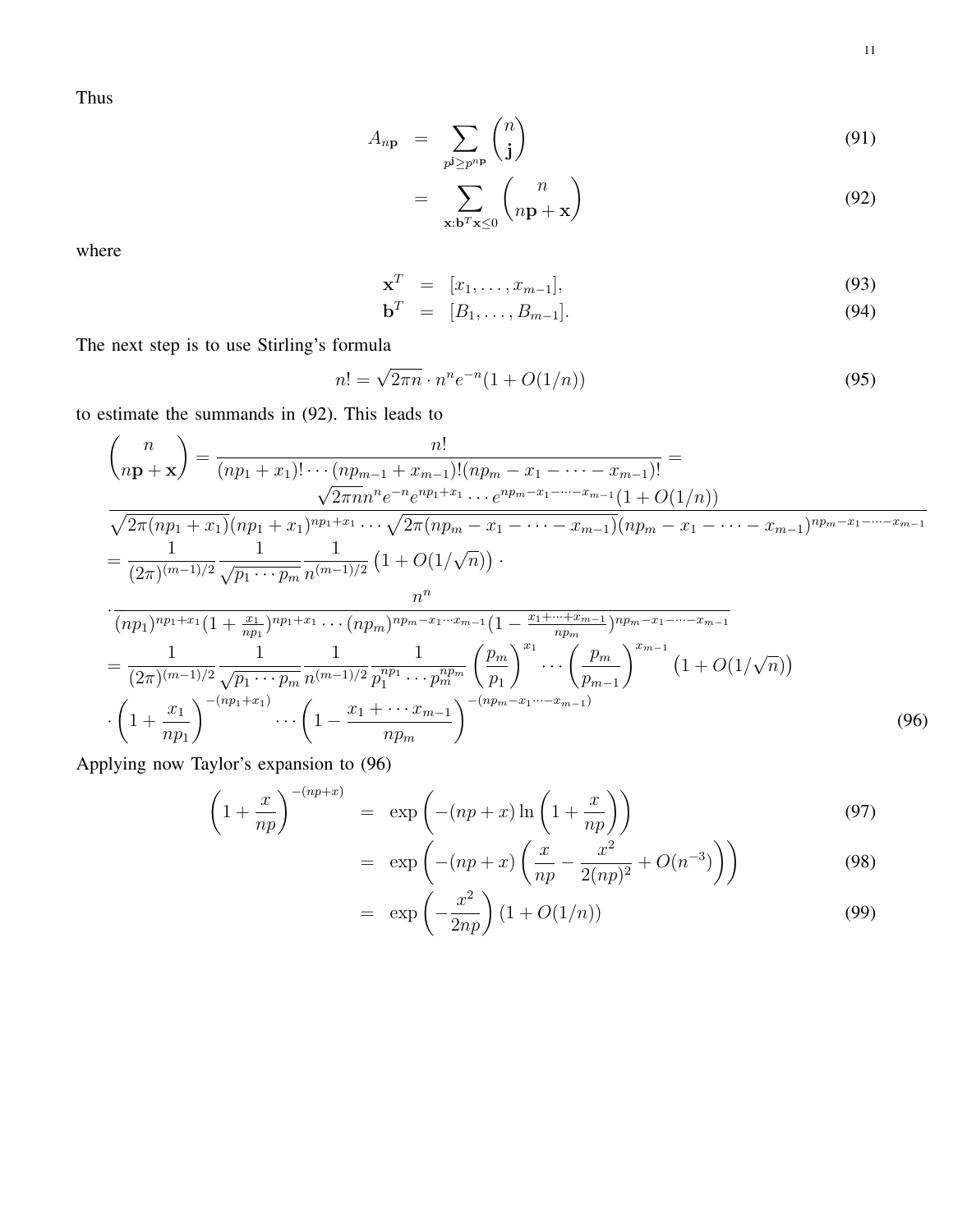Thus

$$
\begin{aligned}
A_{n\mathbf{p}} &= \sum_{p^{\mathbf{j}} \geq p^{n\mathbf{p}}} \binom{n}{\mathbf{j}} && (91) \\
&= \sum_{\mathbf{x}: \mathbf{b}^T \mathbf{x} \leq 0} \binom{n}{n\mathbf{p} + \mathbf{x}} && (92)
\end{aligned}
$$

where

$$
\begin{aligned}
\mathbf{x}^T &= [x_1, \ldots, x_{m-1}], && (93) \\
\mathbf{b}^T &= [B_1, \ldots, B_{m-1}]. && (94)
\end{aligned}
$$

The next step is to use Stirling's formula

$$
n! = \sqrt{2\pi n} \cdot n^n e^{-n} (1 + O(1/n)) \tag{95}
$$

to estimate the summands in (92). This leads to

$$
\begin{aligned}
&\binom{n}{n\mathbf{p} + \mathbf{x}} = \frac{n!}{(np_1 + x_1)! \cdots (np_{m-1} + x_{m-1})!(np_m - x_1 - \cdots - x_{m-1})!} = \\
&\frac{\sqrt{2\pi n} n^n e^{-n} e^{np_1 + x_1} \cdots e^{np_m - x_1 - \cdots - x_{m-1}} (1 + O(1/n))}{\sqrt{2\pi(np_1 + x_1)}(np_1 + x_1)^{np_1 + x_1} \cdots \sqrt{2\pi(np_m - x_1 - \cdots - x_{m-1})}(np_m - x_1 - \cdots - x_{m-1})^{np_m - x_1 - \cdots - x_{m-1}}} \\
&= \frac{1}{(2\pi)^{(m-1)/2}} \frac{1}{\sqrt{p_1 \cdots p_m}} \frac{1}{n^{(m-1)/2}} \left(1 + O(1/\sqrt{n})\right) \cdot \\
&\cdot \frac{n^n}{(np_1)^{np_1 + x_1}(1 + \frac{x_1}{np_1})^{np_1 + x_1} \cdots (np_m)^{np_m - x_1 \cdots x_{m-1}}(1 - \frac{x_1 + \cdots + x_{m-1}}{np_m})^{np_m - x_1 - \cdots - x_{m-1}}} \\
&= \frac{1}{(2\pi)^{(m-1)/2}} \frac{1}{\sqrt{p_1 \cdots p_m}} \frac{1}{n^{(m-1)/2}} \frac{1}{p_1^{np_1} \cdots p_m^{np_m}} \left(\frac{p_m}{p_1}\right)^{x_1} \cdots \left(\frac{p_m}{p_{m-1}}\right)^{x_{m-1}} \left(1 + O(1/\sqrt{n})\right) \\
&\cdot \left(1 + \frac{x_1}{np_1}\right)^{-(np_1 + x_1)} \cdots \left(1 - \frac{x_1 + \cdots x_{m-1}}{np_m}\right)^{-(np_m - x_1 \cdots - x_{m-1})}
\end{aligned} \tag{96}
$$

Applying now Taylor's expansion to (96)

$$
\begin{aligned}
\left(1 + \frac{x}{np}\right)^{-(np+x)} &= \exp\left(-(np + x) \ln\left(1 + \frac{x}{np}\right)\right) && (97) \\
&= \exp\left(-(np + x)\left(\frac{x}{np} - \frac{x^2}{2(np)^2} + O(n^{-3})\right)\right) && (98) \\
&= \exp\left(-\frac{x^2}{2np}\right)(1 + O(1/n)) && (99)
\end{aligned}
$$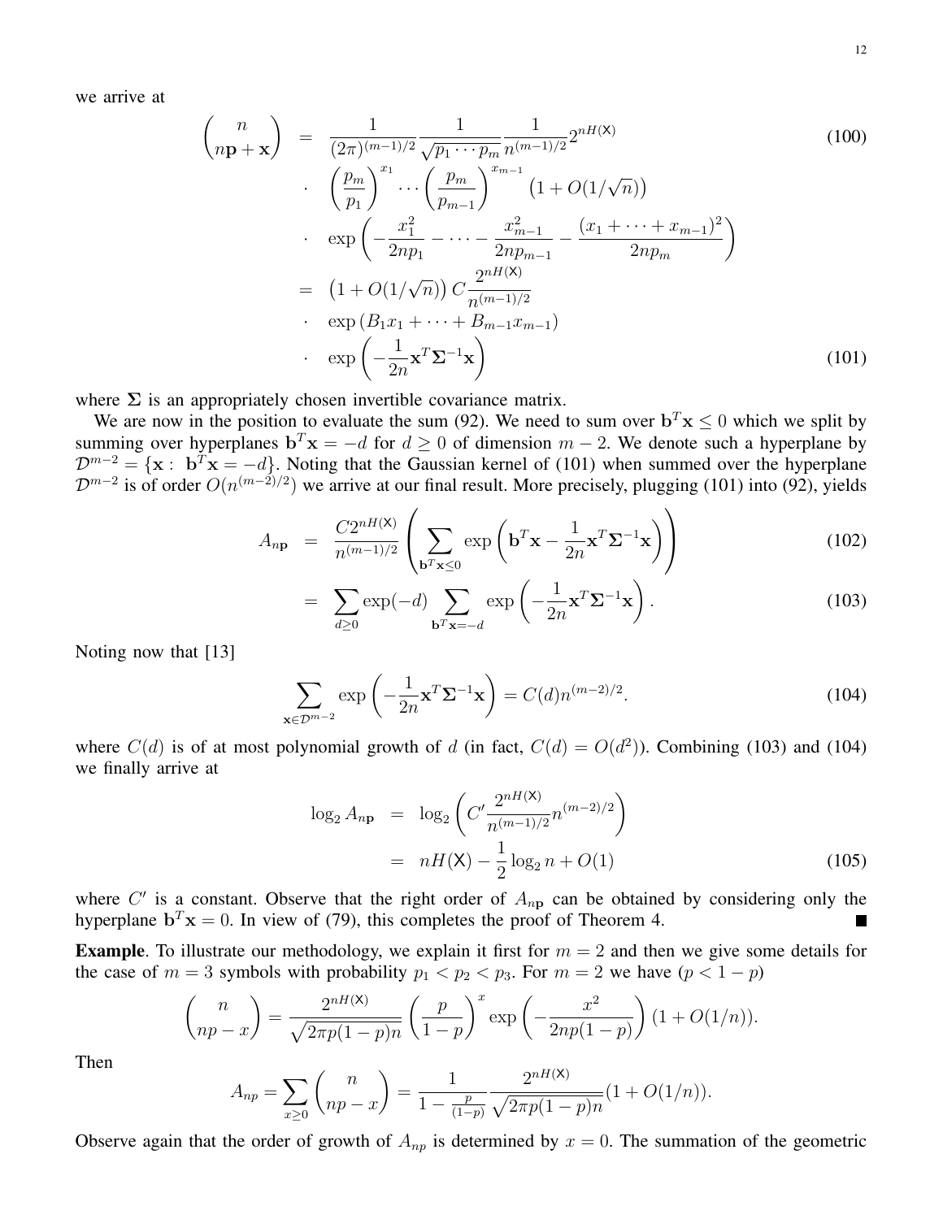we arrive at

$$
\begin{aligned}
\binom{n}{n\mathbf{p}+\mathbf{x}} &= \frac{1}{(2\pi)^{(m-1)/2}} \frac{1}{\sqrt{p_1 \cdots p_m}} \frac{1}{n^{(m-1)/2}} 2^{nH(\mathsf{X})} \qquad (100) \\
&\cdot \left(\frac{p_m}{p_1}\right)^{x_1} \cdots \left(\frac{p_m}{p_{m-1}}\right)^{x_{m-1}} \left(1 + O(1/\sqrt{n})\right) \\
&\cdot \exp\left(-\frac{x_1^2}{2np_1} - \cdots - \frac{x_{m-1}^2}{2np_{m-1}} - \frac{(x_1 + \cdots + x_{m-1})^2}{2np_m}\right) \\
&= \left(1 + O(1/\sqrt{n})\right) C \frac{2^{nH(\mathsf{X})}}{n^{(m-1)/2}} \\
&\cdot \exp\left(B_1 x_1 + \cdots + B_{m-1} x_{m-1}\right) \\
&\cdot \exp\left(-\frac{1}{2n} \mathbf{x}^T \mathbf{\Sigma}^{-1} \mathbf{x}\right) \qquad (101)
\end{aligned}
$$

where $\mathbf{\Sigma}$ is an appropriately chosen invertible covariance matrix.

We are now in the position to evaluate the sum (92). We need to sum over $\mathbf{b}^T\mathbf{x} \leq 0$ which we split by summing over hyperplanes $\mathbf{b}^T\mathbf{x} = -d$ for $d \geq 0$ of dimension $m-2$. We denote such a hyperplane by $\mathcal{D}^{m-2} = \{\mathbf{x} : \ \mathbf{b}^T\mathbf{x} = -d\}$. Noting that the Gaussian kernel of (101) when summed over the hyperplane $\mathcal{D}^{m-2}$ is of order $O(n^{(m-2)/2})$ we arrive at our final result. More precisely, plugging (101) into (92), yields

$$
\begin{aligned}
A_{n\mathbf{p}} &= \frac{C 2^{nH(\mathsf{X})}}{n^{(m-1)/2}} \left( \sum_{\mathbf{b}^T\mathbf{x} \leq 0} \exp\left(\mathbf{b}^T\mathbf{x} - \frac{1}{2n}\mathbf{x}^T\mathbf{\Sigma}^{-1}\mathbf{x}\right) \right) \qquad (102) \\
&= \sum_{d \geq 0} \exp(-d) \sum_{\mathbf{b}^T\mathbf{x} = -d} \exp\left(-\frac{1}{2n}\mathbf{x}^T\mathbf{\Sigma}^{-1}\mathbf{x}\right). \qquad (103)
\end{aligned}
$$

Noting now that [13]

$$
\sum_{\mathbf{x} \in \mathcal{D}^{m-2}} \exp\left(-\frac{1}{2n}\mathbf{x}^T\mathbf{\Sigma}^{-1}\mathbf{x}\right) = C(d) n^{(m-2)/2}. \qquad (104)
$$

where $C(d)$ is of at most polynomial growth of $d$ (in fact, $C(d) = O(d^2)$). Combining (103) and (104) we finally arrive at

$$
\begin{aligned}
\log_2 A_{n\mathbf{p}} &= \log_2 \left( C' \frac{2^{nH(\mathsf{X})}}{n^{(m-1)/2}} n^{(m-2)/2} \right) \\
&= nH(\mathsf{X}) - \frac{1}{2}\log_2 n + O(1) \qquad (105)
\end{aligned}
$$

where $C'$ is a constant. Observe that the right order of $A_{n\mathbf{p}}$ can be obtained by considering only the hyperplane $\mathbf{b}^T\mathbf{x} = 0$. In view of (79), this completes the proof of Theorem 4. ■

**Example**. To illustrate our methodology, we explain it first for $m = 2$ and then we give some details for the case of $m = 3$ symbols with probability $p_1 < p_2 < p_3$. For $m = 2$ we have ($p < 1 - p$)

$$
\binom{n}{np - x} = \frac{2^{nH(\mathsf{X})}}{\sqrt{2\pi p(1-p)n}} \left(\frac{p}{1-p}\right)^x \exp\left(-\frac{x^2}{2np(1-p)}\right)(1 + O(1/n)).
$$

Then

$$
A_{np} = \sum_{x \geq 0} \binom{n}{np - x} = \frac{1}{1 - \frac{p}{(1-p)}} \frac{2^{nH(\mathsf{X})}}{\sqrt{2\pi p(1-p)n}} (1 + O(1/n)).
$$

Observe again that the order of growth of $A_{np}$ is determined by $x = 0$. The summation of the geometric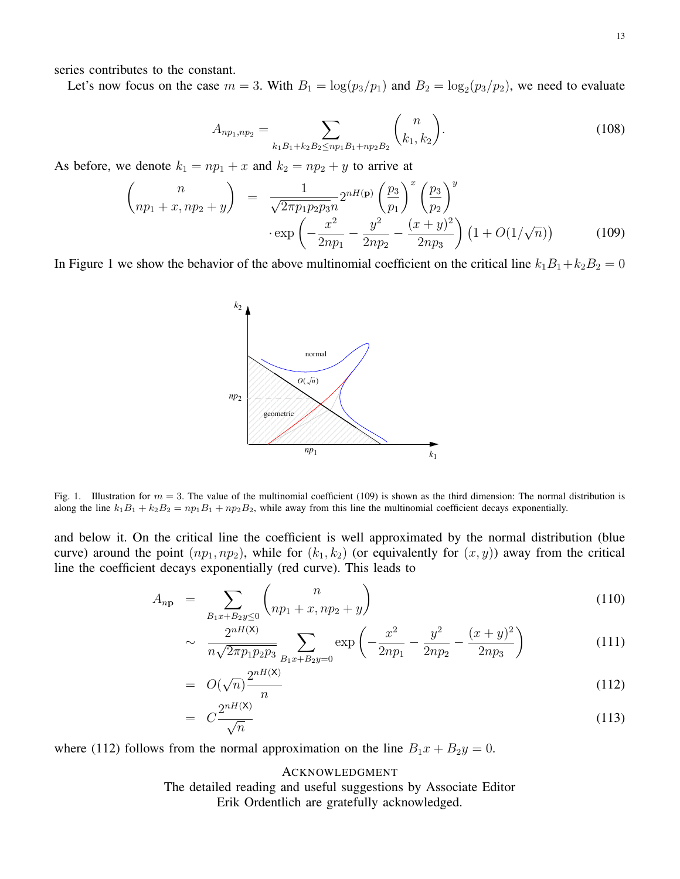series contributes to the constant.

Let's now focus on the case $m = 3$. With $B_1 = \log(p_3/p_1)$ and $B_2 = \log_2(p_3/p_2)$, we need to evaluate

$$A_{np_1,np_2} = \sum_{k_1 B_1 + k_2 B_2 \le np_1 B_1 + np_2 B_2} \binom{n}{k_1, k_2}. \tag{108}$$

As before, we denote $k_1 = np_1 + x$ and $k_2 = np_2 + y$ to arrive at

$$\begin{aligned}\binom{n}{np_1 + x, np_2 + y} &= \frac{1}{\sqrt{2\pi p_1 p_2 p_3 n}} 2^{nH(\mathbf{p})} \left(\frac{p_3}{p_1}\right)^x \left(\frac{p_3}{p_2}\right)^y \\ &\quad \cdot \exp\left(-\frac{x^2}{2np_1} - \frac{y^2}{2np_2} - \frac{(x+y)^2}{2np_3}\right) \left(1 + O(1/\sqrt{n})\right) \end{aligned} \tag{109}$$

In Figure 1 we show the behavior of the above multinomial coefficient on the critical line $k_1 B_1 + k_2 B_2 = 0$

Fig. 1. Illustration for $m = 3$. The value of the multinomial coefficient (109) is shown as the third dimension: The normal distribution is along the line $k_1 B_1 + k_2 B_2 = np_1 B_1 + np_2 B_2$, while away from this line the multinomial coefficient decays exponentially.

and below it. On the critical line the coefficient is well approximated by the normal distribution (blue curve) around the point $(np_1, np_2)$, while for $(k_1, k_2)$ (or equivalently for $(x, y)$) away from the critical line the coefficient decays exponentially (red curve). This leads to

$$\begin{aligned} A_{n\mathbf{p}} &= \sum_{B_1 x + B_2 y \le 0} \binom{n}{np_1 + x, np_2 + y} && (110) \\ &\sim \frac{2^{nH(\mathsf{X})}}{n\sqrt{2\pi p_1 p_2 p_3}} \sum_{B_1 x + B_2 y = 0} \exp\left(-\frac{x^2}{2np_1} - \frac{y^2}{2np_2} - \frac{(x+y)^2}{2np_3}\right) && (111) \\ &= O(\sqrt{n}) \frac{2^{nH(\mathsf{X})}}{n} && (112) \\ &= C \frac{2^{nH(\mathsf{X})}}{\sqrt{n}} && (113) \end{aligned}$$

where (112) follows from the normal approximation on the line $B_1 x + B_2 y = 0$.

## Acknowledgment

The detailed reading and useful suggestions by Associate Editor Erik Ordentlich are gratefully acknowledged.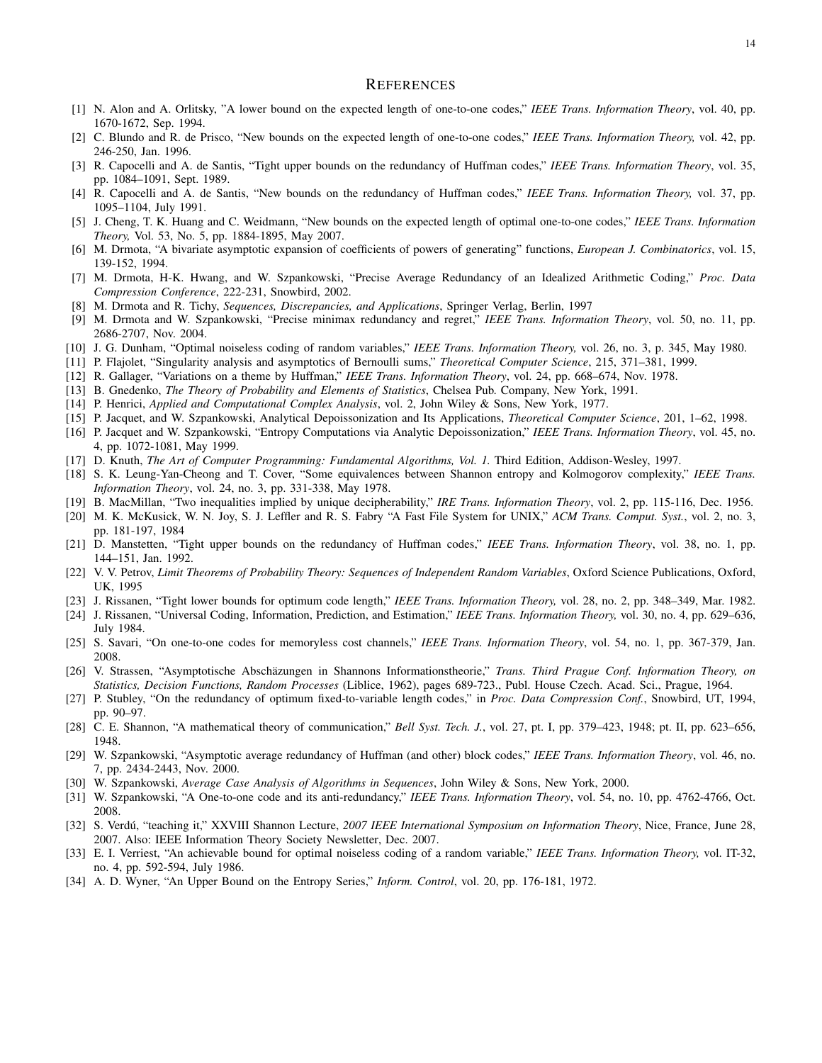# References

[1] N. Alon and A. Orlitsky, "A lower bound on the expected length of one-to-one codes," *IEEE Trans. Information Theory*, vol. 40, pp. 1670-1672, Sep. 1994.

[2] C. Blundo and R. de Prisco, "New bounds on the expected length of one-to-one codes," *IEEE Trans. Information Theory,* vol. 42, pp. 246-250, Jan. 1996.

[3] R. Capocelli and A. de Santis, "Tight upper bounds on the redundancy of Huffman codes," *IEEE Trans. Information Theory*, vol. 35, pp. 1084–1091, Sept. 1989.

[4] R. Capocelli and A. de Santis, "New bounds on the redundancy of Huffman codes," *IEEE Trans. Information Theory,* vol. 37, pp. 1095–1104, July 1991.

[5] J. Cheng, T. K. Huang and C. Weidmann, "New bounds on the expected length of optimal one-to-one codes," *IEEE Trans. Information Theory,* Vol. 53, No. 5, pp. 1884-1895, May 2007.

[6] M. Drmota, "A bivariate asymptotic expansion of coefficients of powers of generating" functions, *European J. Combinatorics*, vol. 15, 139-152, 1994.

[7] M. Drmota, H-K. Hwang, and W. Szpankowski, "Precise Average Redundancy of an Idealized Arithmetic Coding," *Proc. Data Compression Conference*, 222-231, Snowbird, 2002.

[8] M. Drmota and R. Tichy, *Sequences, Discrepancies, and Applications*, Springer Verlag, Berlin, 1997

[9] M. Drmota and W. Szpankowski, "Precise minimax redundancy and regret," *IEEE Trans. Information Theory*, vol. 50, no. 11, pp. 2686-2707, Nov. 2004.

[10] J. G. Dunham, "Optimal noiseless coding of random variables," *IEEE Trans. Information Theory,* vol. 26, no. 3, p. 345, May 1980.

[11] P. Flajolet, "Singularity analysis and asymptotics of Bernoulli sums," *Theoretical Computer Science*, 215, 371–381, 1999.

[12] R. Gallager, "Variations on a theme by Huffman," *IEEE Trans. Information Theory*, vol. 24, pp. 668–674, Nov. 1978.

[13] B. Gnedenko, *The Theory of Probability and Elements of Statistics*, Chelsea Pub. Company, New York, 1991.

[14] P. Henrici, *Applied and Computational Complex Analysis*, vol. 2, John Wiley & Sons, New York, 1977.

[15] P. Jacquet, and W. Szpankowski, Analytical Depoissonization and Its Applications, *Theoretical Computer Science*, 201, 1–62, 1998.

[16] P. Jacquet and W. Szpankowski, "Entropy Computations via Analytic Depoissonization," *IEEE Trans. Information Theory*, vol. 45, no. 4, pp. 1072-1081, May 1999.

[17] D. Knuth, *The Art of Computer Programming: Fundamental Algorithms, Vol. 1.* Third Edition, Addison-Wesley, 1997.

[18] S. K. Leung-Yan-Cheong and T. Cover, "Some equivalences between Shannon entropy and Kolmogorov complexity," *IEEE Trans. Information Theory*, vol. 24, no. 3, pp. 331-338, May 1978.

[19] B. MacMillan, "Two inequalities implied by unique decipherability," *IRE Trans. Information Theory*, vol. 2, pp. 115-116, Dec. 1956.

[20] M. K. McKusick, W. N. Joy, S. J. Leffler and R. S. Fabry "A Fast File System for UNIX," *ACM Trans. Comput. Syst.*, vol. 2, no. 3, pp. 181-197, 1984

[21] D. Manstetten, "Tight upper bounds on the redundancy of Huffman codes," *IEEE Trans. Information Theory*, vol. 38, no. 1, pp. 144–151, Jan. 1992.

[22] V. V. Petrov, *Limit Theorems of Probability Theory: Sequences of Independent Random Variables*, Oxford Science Publications, Oxford, UK, 1995

[23] J. Rissanen, "Tight lower bounds for optimum code length," *IEEE Trans. Information Theory,* vol. 28, no. 2, pp. 348–349, Mar. 1982.

[24] J. Rissanen, "Universal Coding, Information, Prediction, and Estimation," *IEEE Trans. Information Theory,* vol. 30, no. 4, pp. 629–636, July 1984.

[25] S. Savari, "On one-to-one codes for memoryless cost channels," *IEEE Trans. Information Theory*, vol. 54, no. 1, pp. 367-379, Jan. 2008.

[26] V. Strassen, "Asymptotische Abschäzungen in Shannons Informationstheorie," *Trans. Third Prague Conf. Information Theory, on Statistics, Decision Functions, Random Processes* (Liblice, 1962), pages 689-723., Publ. House Czech. Acad. Sci., Prague, 1964.

[27] P. Stubley, "On the redundancy of optimum fixed-to-variable length codes," in *Proc. Data Compression Conf.*, Snowbird, UT, 1994, pp. 90–97.

[28] C. E. Shannon, "A mathematical theory of communication," *Bell Syst. Tech. J.*, vol. 27, pt. I, pp. 379–423, 1948; pt. II, pp. 623–656, 1948.

[29] W. Szpankowski, "Asymptotic average redundancy of Huffman (and other) block codes," *IEEE Trans. Information Theory*, vol. 46, no. 7, pp. 2434-2443, Nov. 2000.

[30] W. Szpankowski, *Average Case Analysis of Algorithms in Sequences*, John Wiley & Sons, New York, 2000.

[31] W. Szpankowski, "A One-to-one code and its anti-redundancy," *IEEE Trans. Information Theory*, vol. 54, no. 10, pp. 4762-4766, Oct. 2008.

[32] S. Verdú, "teaching it," XXVIII Shannon Lecture, *2007 IEEE International Symposium on Information Theory*, Nice, France, June 28, 2007. Also: IEEE Information Theory Society Newsletter, Dec. 2007.

[33] E. I. Verriest, "An achievable bound for optimal noiseless coding of a random variable," *IEEE Trans. Information Theory,* vol. IT-32, no. 4, pp. 592-594, July 1986.

[34] A. D. Wyner, "An Upper Bound on the Entropy Series," *Inform. Control*, vol. 20, pp. 176-181, 1972.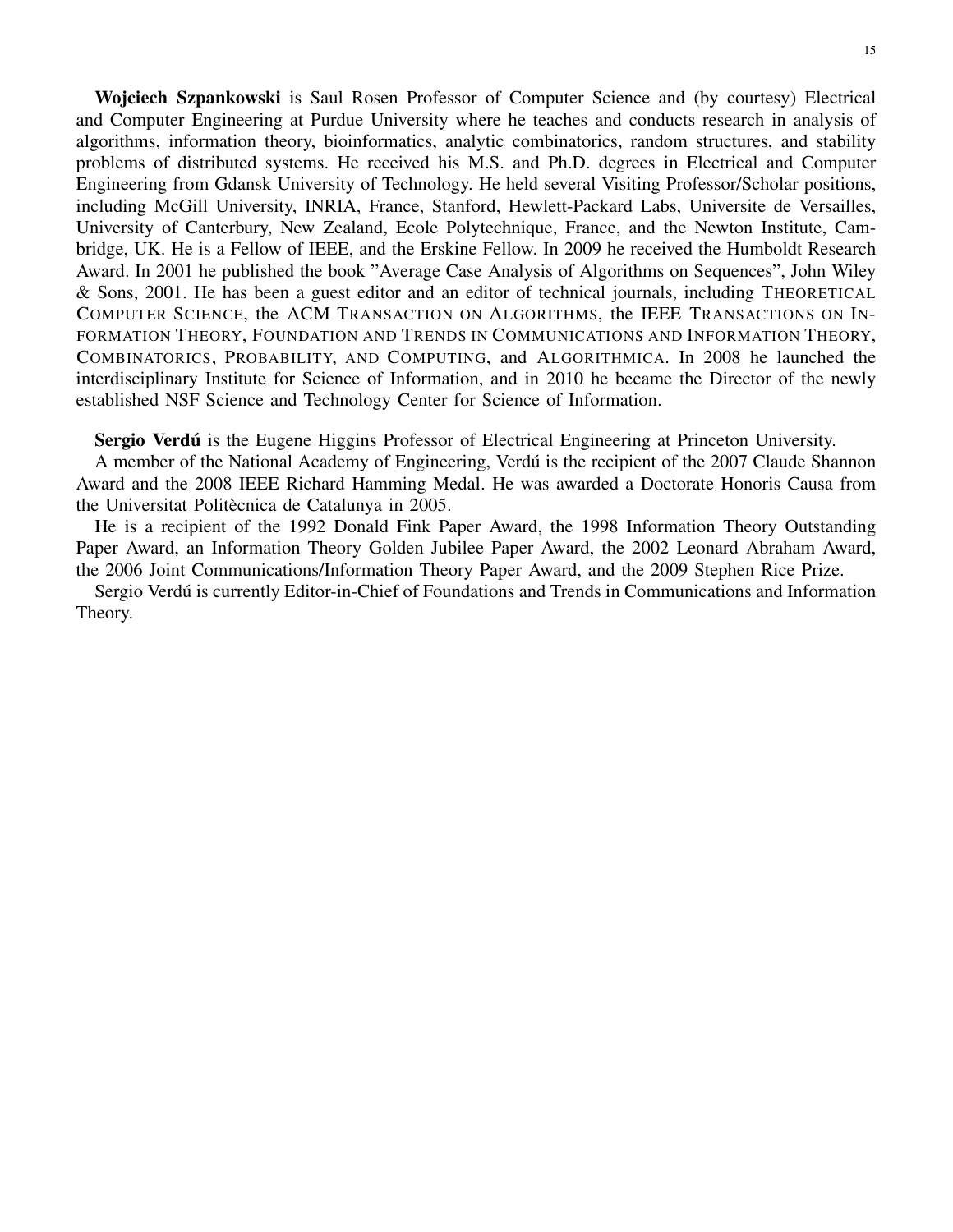**Wojciech Szpankowski** is Saul Rosen Professor of Computer Science and (by courtesy) Electrical and Computer Engineering at Purdue University where he teaches and conducts research in analysis of algorithms, information theory, bioinformatics, analytic combinatorics, random structures, and stability problems of distributed systems. He received his M.S. and Ph.D. degrees in Electrical and Computer Engineering from Gdansk University of Technology. He held several Visiting Professor/Scholar positions, including McGill University, INRIA, France, Stanford, Hewlett-Packard Labs, Universite de Versailles, University of Canterbury, New Zealand, Ecole Polytechnique, France, and the Newton Institute, Cambridge, UK. He is a Fellow of IEEE, and the Erskine Fellow. In 2009 he received the Humboldt Research Award. In 2001 he published the book "Average Case Analysis of Algorithms on Sequences", John Wiley & Sons, 2001. He has been a guest editor and an editor of technical journals, including THEORETICAL COMPUTER SCIENCE, the ACM TRANSACTION ON ALGORITHMS, the IEEE TRANSACTIONS ON INFORMATION THEORY, FOUNDATION AND TRENDS IN COMMUNICATIONS AND INFORMATION THEORY, COMBINATORICS, PROBABILITY, AND COMPUTING, and ALGORITHMICA. In 2008 he launched the interdisciplinary Institute for Science of Information, and in 2010 he became the Director of the newly established NSF Science and Technology Center for Science of Information.

**Sergio Verdú** is the Eugene Higgins Professor of Electrical Engineering at Princeton University.

A member of the National Academy of Engineering, Verdú is the recipient of the 2007 Claude Shannon Award and the 2008 IEEE Richard Hamming Medal. He was awarded a Doctorate Honoris Causa from the Universitat Politècnica de Catalunya in 2005.

He is a recipient of the 1992 Donald Fink Paper Award, the 1998 Information Theory Outstanding Paper Award, an Information Theory Golden Jubilee Paper Award, the 2002 Leonard Abraham Award, the 2006 Joint Communications/Information Theory Paper Award, and the 2009 Stephen Rice Prize.

Sergio Verdú is currently Editor-in-Chief of Foundations and Trends in Communications and Information Theory.